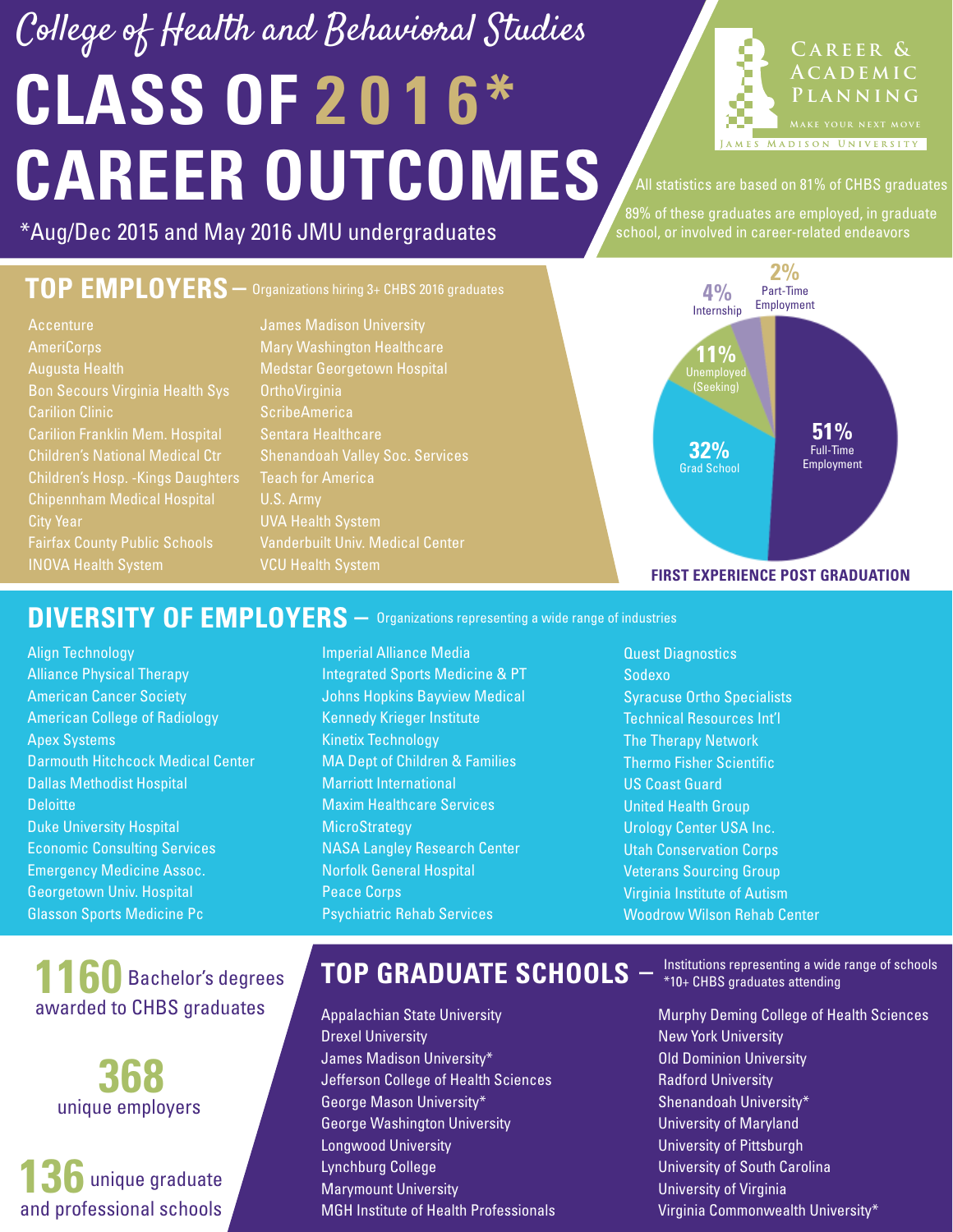College of Health and Behavioral Studies

# CLASS OF 2016* CAREER OUTCOMES

*Aug/Dec 2015 and May 2016 JMU undergraduates

CAREER & ACADEMIC PLANNING
MAKE YOUR NEXT MOVE
JAMES MADISON UNIVERSITY

All statistics are based on 81% of CHBS graduates

89% of these graduates are employed, in graduate school, or involved in career-related endeavors

## TOP EMPLOYERS – Organizations hiring 3+ CHBS 2016 graduates

- Accenture
- AmeriCorps
- Augusta Health
- Bon Secours Virginia Health Sys
- Carilion Clinic
- Carilion Franklin Mem. Hospital
- Children's National Medical Ctr
- Children's Hosp. -Kings Daughters
- Chipennham Medical Hospital
- City Year
- Fairfax County Public Schools
- INOVA Health System
- James Madison University
- Mary Washington Healthcare
- Medstar Georgetown Hospital
- OrthoVirginia
- ScribeAmerica
- Sentara Healthcare
- Shenandoah Valley Soc. Services
- Teach for America
- U.S. Army
- UVA Health System
- Vanderbilt Univ. Medical Center
- VCU Health System

## FIRST EXPERIENCE POST GRADUATION

| Outcome | Percentage |
|---|---|
| Full-Time Employment | 51% |
| Grad School | 32% |
| Unemployed (Seeking) | 11% |
| Internship | 4% |
| Part-Time Employment | 2% |

## DIVERSITY OF EMPLOYERS – Organizations representing a wide range of industries

- Align Technology
- Alliance Physical Therapy
- American Cancer Society
- American College of Radiology
- Apex Systems
- Darmouth Hitchcock Medical Center
- Dallas Methodist Hospital
- Deloitte
- Duke University Hospital
- Economic Consulting Services
- Emergency Medicine Assoc.
- Georgetown Univ. Hospital
- Glasson Sports Medicine Pc
- Imperial Alliance Media
- Integrated Sports Medicine & PT
- Johns Hopkins Bayview Medical
- Kennedy Krieger Institute
- Kinetix Technology
- MA Dept of Children & Families
- Marriott International
- Maxim Healthcare Services
- MicroStrategy
- NASA Langley Research Center
- Norfolk General Hospital
- Peace Corps
- Psychiatric Rehab Services
- Quest Diagnostics
- Sodexo
- Syracuse Ortho Specialists
- Technical Resources Int'l
- The Therapy Network
- Thermo Fisher Scientific
- US Coast Guard
- United Health Group
- Urology Center USA Inc.
- Utah Conservation Corps
- Veterans Sourcing Group
- Virginia Institute of Autism
- Woodrow Wilson Rehab Center

**1160** Bachelor's degrees awarded to CHBS graduates

**368** unique employers

**136** unique graduate and professional schools

## TOP GRADUATE SCHOOLS – Institutions representing a wide range of schools

*10+ CHBS graduates attending

- Appalachian State University
- Drexel University
- James Madison University*
- Jefferson College of Health Sciences
- George Mason University*
- George Washington University
- Longwood University
- Lynchburg College
- Marymount University
- MGH Institute of Health Professionals
- Murphy Deming College of Health Sciences
- New York University
- Old Dominion University
- Radford University
- Shenandoah University*
- University of Maryland
- University of Pittsburgh
- University of South Carolina
- University of Virginia
- Virginia Commonwealth University*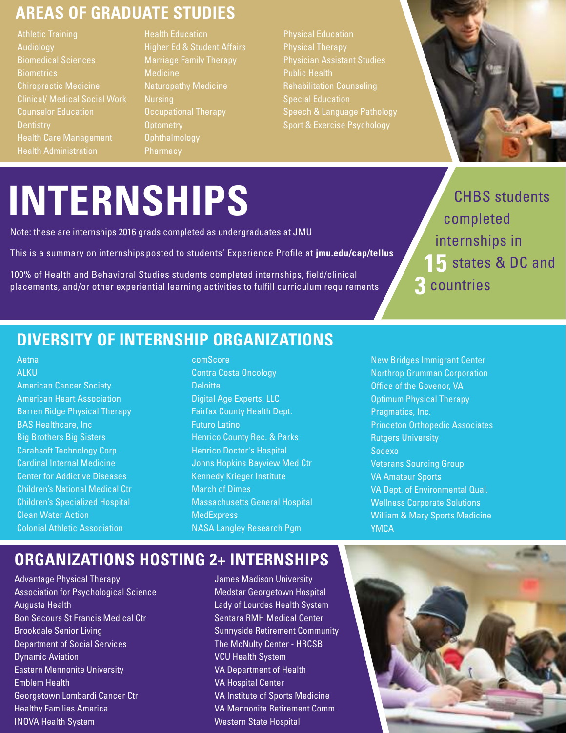## AREAS OF GRADUATE STUDIES

- Athletic Training
- Audiology
- Biomedical Sciences
- Biometrics
- Chiropractic Medicine
- Clinical/ Medical Social Work
- Counselor Education
- Dentistry
- Health Care Management
- Health Administration
- Health Education
- Higher Ed & Student Affairs
- Marriage Family Therapy
- Medicine
- Naturopathy Medicine
- Nursing
- Occupational Therapy
- Optometry
- Ophthalmology
- Pharmacy
- Physical Education
- Physical Therapy
- Physician Assistant Studies
- Public Health
- Rehabilitation Counseling
- Special Education
- Speech & Language Pathology
- Sport & Exercise Psychology

# INTERNSHIPS

Note: these are internships 2016 grads completed as undergraduates at JMU

This is a summary on internships posted to students' Experience Profile at **jmu.edu/cap/tellus**

100% of Health and Behavioral Studies students completed internships, field/clinical placements, and/or other experiential learning activities to fulfill curriculum requirements

CHBS students completed internships in **15** states & DC and **3** countries

## DIVERSITY OF INTERNSHIP ORGANIZATIONS

- Aetna
- ALKU
- American Cancer Society
- American Heart Association
- Barren Ridge Physical Therapy
- BAS Healthcare, Inc
- Big Brothers Big Sisters
- Carahsoft Technology Corp.
- Cardinal Internal Medicine
- Center for Addictive Diseases
- Children's National Medical Ctr
- Children's Specialized Hospital
- Clean Water Action
- Colonial Athletic Association
- comScore
- Contra Costa Oncology
- Deloitte
- Digital Age Experts, LLC
- Fairfax County Health Dept.
- Futuro Latino
- Henrico County Rec. & Parks
- Henrico Doctor's Hospital
- Johns Hopkins Bayview Med Ctr
- Kennedy Krieger Institute
- March of Dimes
- Massachusetts General Hospital
- MedExpress
- NASA Langley Research Pgm
- New Bridges Immigrant Center
- Northrop Grumman Corporation
- Office of the Govenor, VA
- Optimum Physical Therapy
- Pragmatics, Inc.
- Princeton Orthopedic Associates
- Rutgers University
- Sodexo
- Veterans Sourcing Group
- VA Amateur Sports
- VA Dept. of Environmental Qual.
- Wellness Corporate Solutions
- William & Mary Sports Medicine
- YMCA

## ORGANIZATIONS HOSTING 2+ INTERNSHIPS

- Advantage Physical Therapy
- Association for Psychological Science
- Augusta Health
- Bon Secours St Francis Medical Ctr
- Brookdale Senior Living
- Department of Social Services
- Dynamic Aviation
- Eastern Mennonite University
- Emblem Health
- Georgetown Lombardi Cancer Ctr
- Healthy Families America
- INOVA Health System
- James Madison University
- Medstar Georgetown Hospital
- Lady of Lourdes Health System
- Sentara RMH Medical Center
- Sunnyside Retirement Community
- The McNulty Center - HRCSB
- VCU Health System
- VA Department of Health
- VA Hospital Center
- VA Institute of Sports Medicine
- VA Mennonite Retirement Comm.
- Western State Hospital